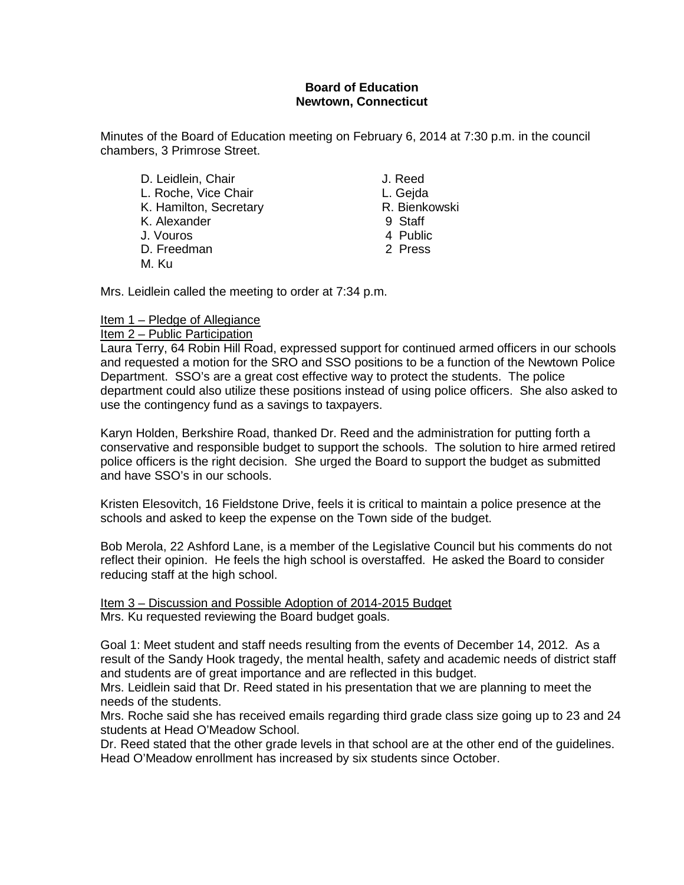**Board of Education**
**Newtown, Connecticut**

Minutes of the Board of Education meeting on February 6, 2014 at 7:30 p.m. in the council chambers, 3 Primrose Street.

| | |
|---|---|
| D. Leidlein, Chair | J. Reed |
| L. Roche, Vice Chair | L. Gejda |
| K. Hamilton, Secretary | R. Bienkowski |
| K. Alexander | 9 Staff |
| J. Vouros | 4 Public |
| D. Freedman | 2 Press |
| M. Ku | |

Mrs. Leidlein called the meeting to order at 7:34 p.m.

Item 1 – Pledge of Allegiance

Item 2 – Public Participation

Laura Terry, 64 Robin Hill Road, expressed support for continued armed officers in our schools and requested a motion for the SRO and SSO positions to be a function of the Newtown Police Department. SSO's are a great cost effective way to protect the students. The police department could also utilize these positions instead of using police officers. She also asked to use the contingency fund as a savings to taxpayers.

Karyn Holden, Berkshire Road, thanked Dr. Reed and the administration for putting forth a conservative and responsible budget to support the schools. The solution to hire armed retired police officers is the right decision. She urged the Board to support the budget as submitted and have SSO's in our schools.

Kristen Elesovitch, 16 Fieldstone Drive, feels it is critical to maintain a police presence at the schools and asked to keep the expense on the Town side of the budget.

Bob Merola, 22 Ashford Lane, is a member of the Legislative Council but his comments do not reflect their opinion. He feels the high school is overstaffed. He asked the Board to consider reducing staff at the high school.

Item 3 – Discussion and Possible Adoption of 2014-2015 Budget

Mrs. Ku requested reviewing the Board budget goals.

Goal 1: Meet student and staff needs resulting from the events of December 14, 2012. As a result of the Sandy Hook tragedy, the mental health, safety and academic needs of district staff and students are of great importance and are reflected in this budget.

Mrs. Leidlein said that Dr. Reed stated in his presentation that we are planning to meet the needs of the students.

Mrs. Roche said she has received emails regarding third grade class size going up to 23 and 24 students at Head O'Meadow School.

Dr. Reed stated that the other grade levels in that school are at the other end of the guidelines. Head O'Meadow enrollment has increased by six students since October.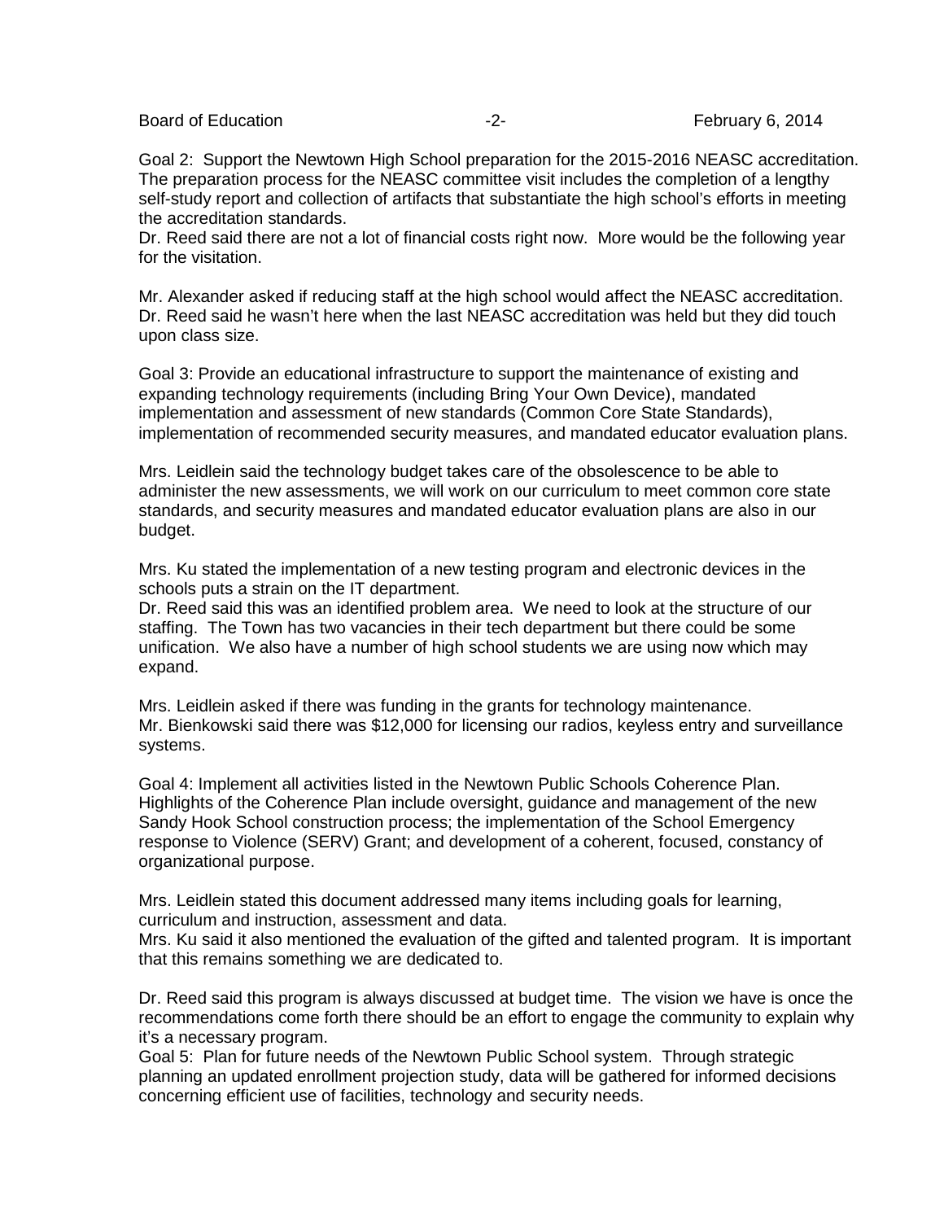Goal 2: Support the Newtown High School preparation for the 2015-2016 NEASC accreditation. The preparation process for the NEASC committee visit includes the completion of a lengthy self-study report and collection of artifacts that substantiate the high school's efforts in meeting the accreditation standards.
Dr. Reed said there are not a lot of financial costs right now. More would be the following year for the visitation.

Mr. Alexander asked if reducing staff at the high school would affect the NEASC accreditation. Dr. Reed said he wasn't here when the last NEASC accreditation was held but they did touch upon class size.

Goal 3: Provide an educational infrastructure to support the maintenance of existing and expanding technology requirements (including Bring Your Own Device), mandated implementation and assessment of new standards (Common Core State Standards), implementation of recommended security measures, and mandated educator evaluation plans.

Mrs. Leidlein said the technology budget takes care of the obsolescence to be able to administer the new assessments, we will work on our curriculum to meet common core state standards, and security measures and mandated educator evaluation plans are also in our budget.

Mrs. Ku stated the implementation of a new testing program and electronic devices in the schools puts a strain on the IT department.
Dr. Reed said this was an identified problem area. We need to look at the structure of our staffing. The Town has two vacancies in their tech department but there could be some unification. We also have a number of high school students we are using now which may expand.

Mrs. Leidlein asked if there was funding in the grants for technology maintenance.
Mr. Bienkowski said there was $12,000 for licensing our radios, keyless entry and surveillance systems.

Goal 4: Implement all activities listed in the Newtown Public Schools Coherence Plan. Highlights of the Coherence Plan include oversight, guidance and management of the new Sandy Hook School construction process; the implementation of the School Emergency response to Violence (SERV) Grant; and development of a coherent, focused, constancy of organizational purpose.

Mrs. Leidlein stated this document addressed many items including goals for learning, curriculum and instruction, assessment and data.
Mrs. Ku said it also mentioned the evaluation of the gifted and talented program. It is important that this remains something we are dedicated to.

Dr. Reed said this program is always discussed at budget time. The vision we have is once the recommendations come forth there should be an effort to engage the community to explain why it's a necessary program.
Goal 5: Plan for future needs of the Newtown Public School system. Through strategic planning an updated enrollment projection study, data will be gathered for informed decisions concerning efficient use of facilities, technology and security needs.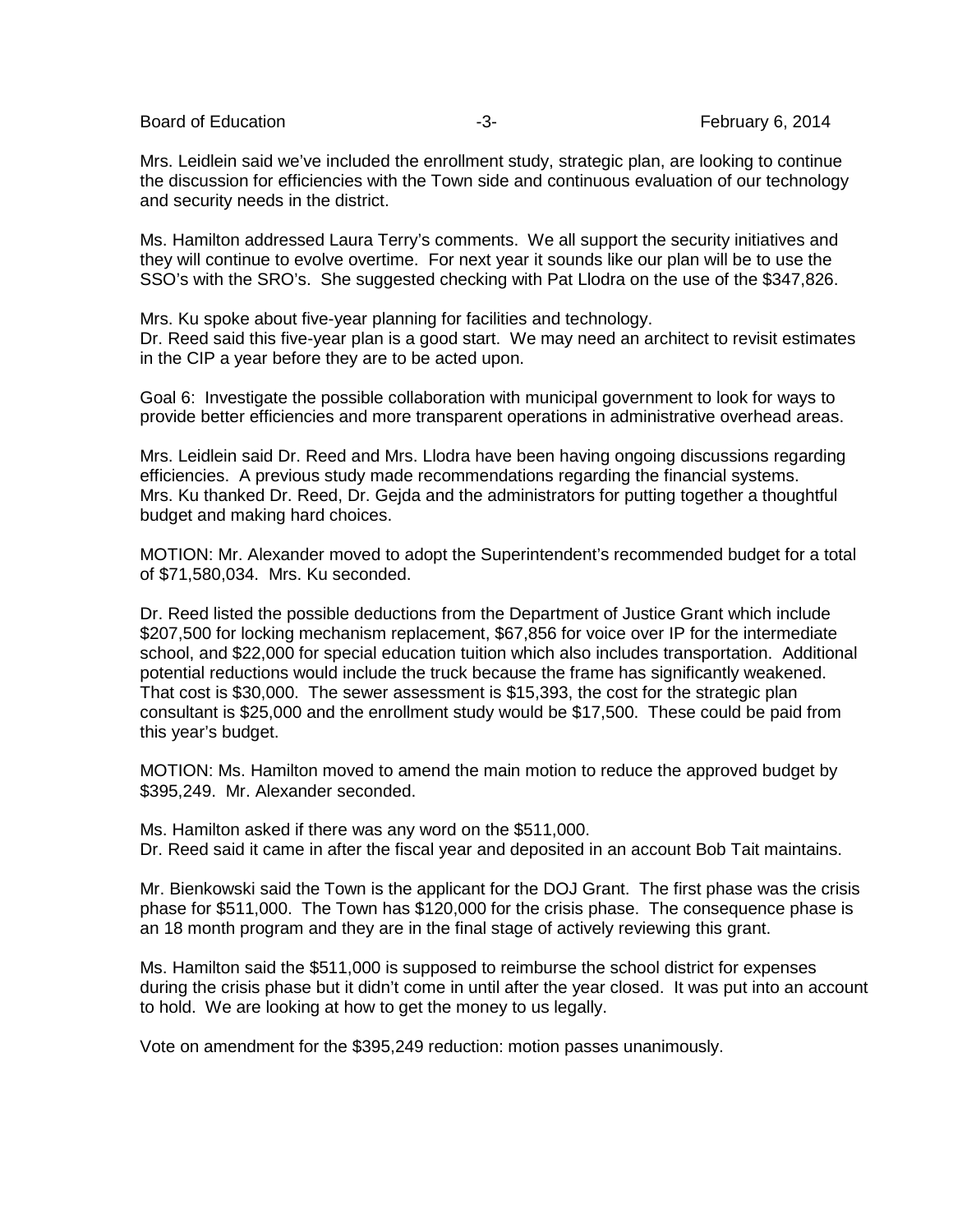Mrs. Leidlein said we've included the enrollment study, strategic plan, are looking to continue the discussion for efficiencies with the Town side and continuous evaluation of our technology and security needs in the district.

Ms. Hamilton addressed Laura Terry's comments. We all support the security initiatives and they will continue to evolve overtime. For next year it sounds like our plan will be to use the SSO's with the SRO's. She suggested checking with Pat Llodra on the use of the $347,826.

Mrs. Ku spoke about five-year planning for facilities and technology.
Dr. Reed said this five-year plan is a good start. We may need an architect to revisit estimates in the CIP a year before they are to be acted upon.

Goal 6: Investigate the possible collaboration with municipal government to look for ways to provide better efficiencies and more transparent operations in administrative overhead areas.

Mrs. Leidlein said Dr. Reed and Mrs. Llodra have been having ongoing discussions regarding efficiencies. A previous study made recommendations regarding the financial systems.
Mrs. Ku thanked Dr. Reed, Dr. Gejda and the administrators for putting together a thoughtful budget and making hard choices.

MOTION: Mr. Alexander moved to adopt the Superintendent's recommended budget for a total of $71,580,034. Mrs. Ku seconded.

Dr. Reed listed the possible deductions from the Department of Justice Grant which include $207,500 for locking mechanism replacement, $67,856 for voice over IP for the intermediate school, and $22,000 for special education tuition which also includes transportation. Additional potential reductions would include the truck because the frame has significantly weakened. That cost is $30,000. The sewer assessment is $15,393, the cost for the strategic plan consultant is $25,000 and the enrollment study would be $17,500. These could be paid from this year's budget.

MOTION: Ms. Hamilton moved to amend the main motion to reduce the approved budget by $395,249. Mr. Alexander seconded.

Ms. Hamilton asked if there was any word on the $511,000.
Dr. Reed said it came in after the fiscal year and deposited in an account Bob Tait maintains.

Mr. Bienkowski said the Town is the applicant for the DOJ Grant. The first phase was the crisis phase for $511,000. The Town has $120,000 for the crisis phase. The consequence phase is an 18 month program and they are in the final stage of actively reviewing this grant.

Ms. Hamilton said the $511,000 is supposed to reimburse the school district for expenses during the crisis phase but it didn't come in until after the year closed. It was put into an account to hold. We are looking at how to get the money to us legally.

Vote on amendment for the $395,249 reduction: motion passes unanimously.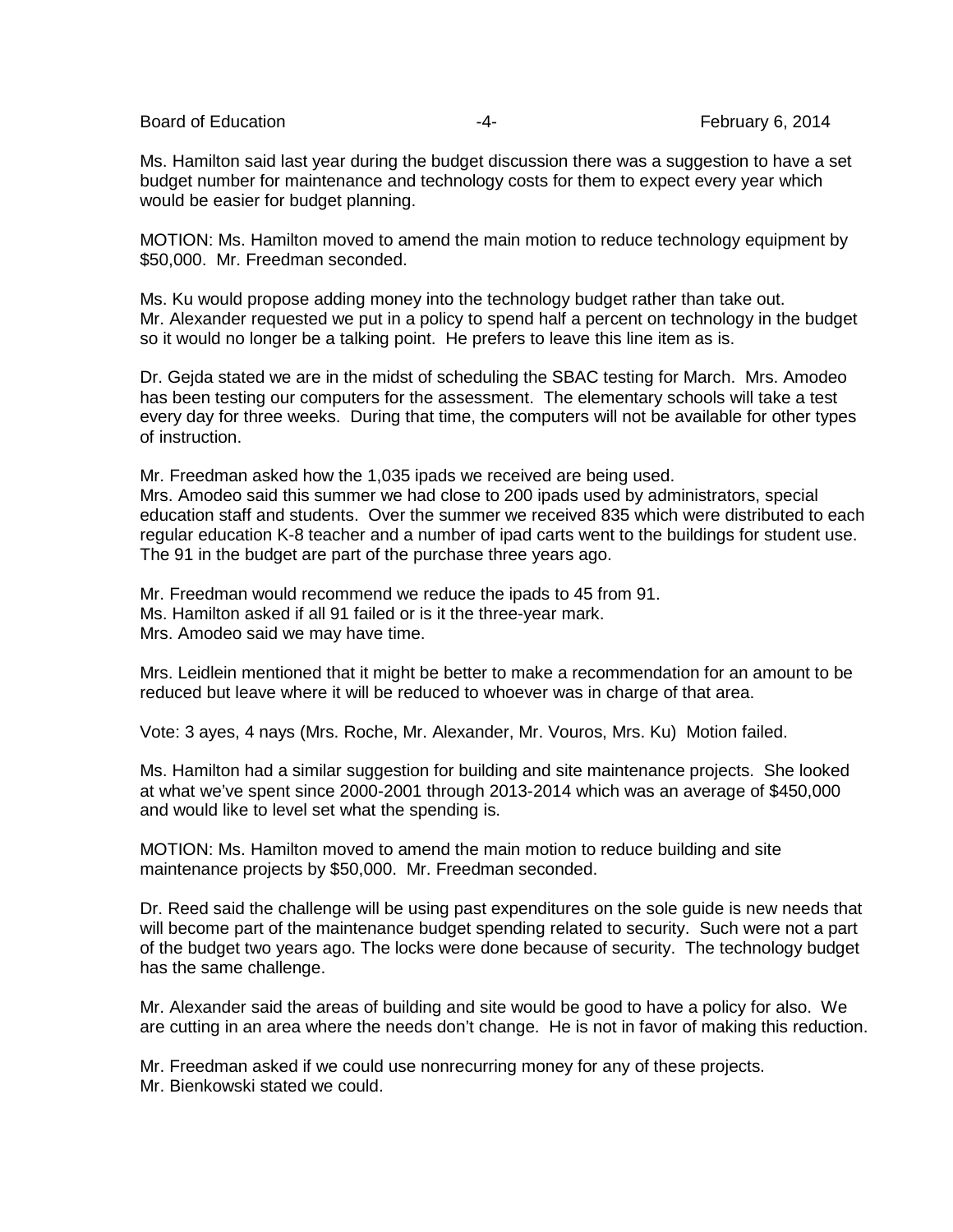Ms. Hamilton said last year during the budget discussion there was a suggestion to have a set budget number for maintenance and technology costs for them to expect every year which would be easier for budget planning.

MOTION: Ms. Hamilton moved to amend the main motion to reduce technology equipment by $50,000. Mr. Freedman seconded.

Ms. Ku would propose adding money into the technology budget rather than take out. Mr. Alexander requested we put in a policy to spend half a percent on technology in the budget so it would no longer be a talking point. He prefers to leave this line item as is.

Dr. Gejda stated we are in the midst of scheduling the SBAC testing for March. Mrs. Amodeo has been testing our computers for the assessment. The elementary schools will take a test every day for three weeks. During that time, the computers will not be available for other types of instruction.

Mr. Freedman asked how the 1,035 ipads we received are being used.
Mrs. Amodeo said this summer we had close to 200 ipads used by administrators, special education staff and students. Over the summer we received 835 which were distributed to each regular education K-8 teacher and a number of ipad carts went to the buildings for student use. The 91 in the budget are part of the purchase three years ago.

Mr. Freedman would recommend we reduce the ipads to 45 from 91.
Ms. Hamilton asked if all 91 failed or is it the three-year mark.
Mrs. Amodeo said we may have time.

Mrs. Leidlein mentioned that it might be better to make a recommendation for an amount to be reduced but leave where it will be reduced to whoever was in charge of that area.

Vote: 3 ayes, 4 nays (Mrs. Roche, Mr. Alexander, Mr. Vouros, Mrs. Ku) Motion failed.

Ms. Hamilton had a similar suggestion for building and site maintenance projects. She looked at what we've spent since 2000-2001 through 2013-2014 which was an average of $450,000 and would like to level set what the spending is.

MOTION: Ms. Hamilton moved to amend the main motion to reduce building and site maintenance projects by $50,000. Mr. Freedman seconded.

Dr. Reed said the challenge will be using past expenditures on the sole guide is new needs that will become part of the maintenance budget spending related to security. Such were not a part of the budget two years ago. The locks were done because of security. The technology budget has the same challenge.

Mr. Alexander said the areas of building and site would be good to have a policy for also. We are cutting in an area where the needs don't change. He is not in favor of making this reduction.

Mr. Freedman asked if we could use nonrecurring money for any of these projects.
Mr. Bienkowski stated we could.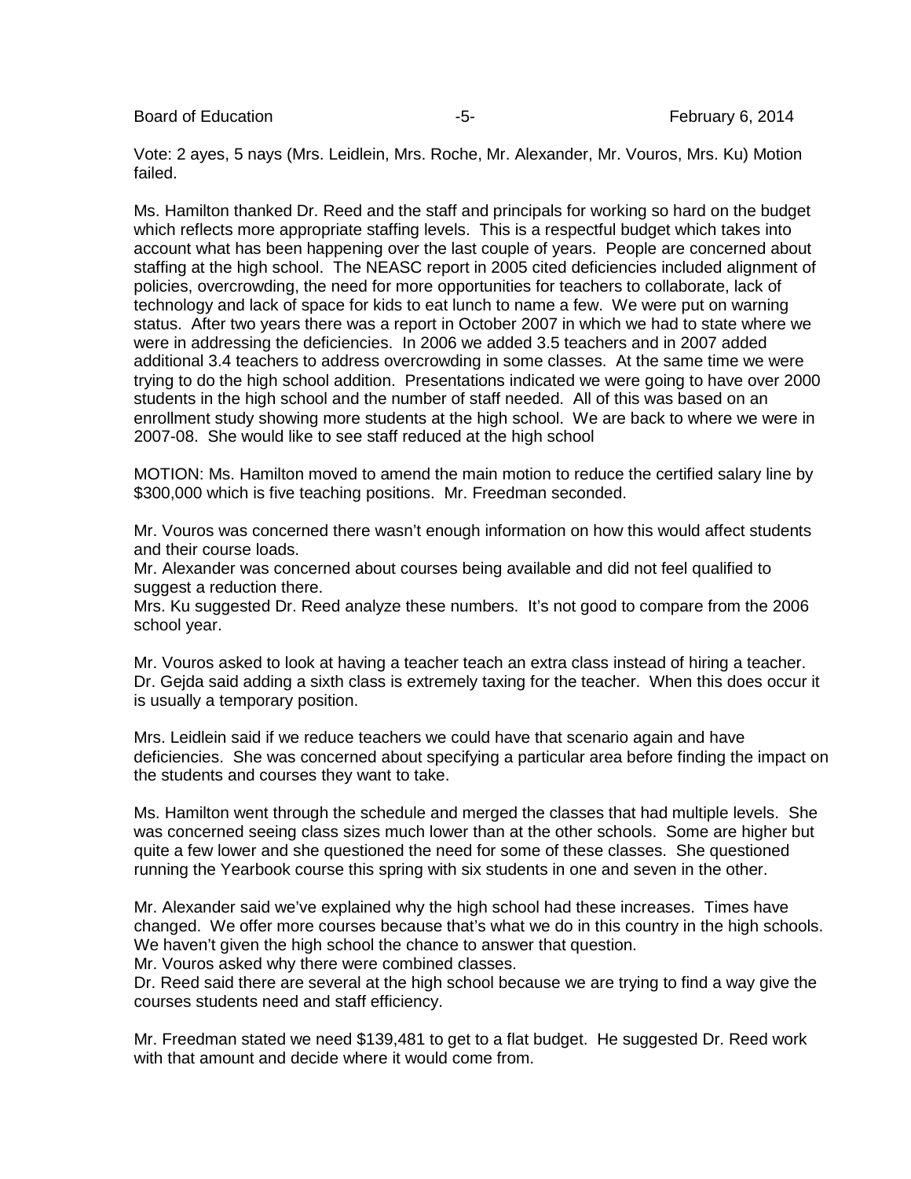Vote: 2 ayes, 5 nays (Mrs. Leidlein, Mrs. Roche, Mr. Alexander, Mr. Vouros, Mrs. Ku) Motion failed.

Ms. Hamilton thanked Dr. Reed and the staff and principals for working so hard on the budget which reflects more appropriate staffing levels. This is a respectful budget which takes into account what has been happening over the last couple of years. People are concerned about staffing at the high school. The NEASC report in 2005 cited deficiencies included alignment of policies, overcrowding, the need for more opportunities for teachers to collaborate, lack of technology and lack of space for kids to eat lunch to name a few. We were put on warning status. After two years there was a report in October 2007 in which we had to state where we were in addressing the deficiencies. In 2006 we added 3.5 teachers and in 2007 added additional 3.4 teachers to address overcrowding in some classes. At the same time we were trying to do the high school addition. Presentations indicated we were going to have over 2000 students in the high school and the number of staff needed. All of this was based on an enrollment study showing more students at the high school. We are back to where we were in 2007-08. She would like to see staff reduced at the high school

MOTION: Ms. Hamilton moved to amend the main motion to reduce the certified salary line by $300,000 which is five teaching positions. Mr. Freedman seconded.

Mr. Vouros was concerned there wasn't enough information on how this would affect students and their course loads.
Mr. Alexander was concerned about courses being available and did not feel qualified to suggest a reduction there.
Mrs. Ku suggested Dr. Reed analyze these numbers. It's not good to compare from the 2006 school year.

Mr. Vouros asked to look at having a teacher teach an extra class instead of hiring a teacher.
Dr. Gejda said adding a sixth class is extremely taxing for the teacher. When this does occur it is usually a temporary position.

Mrs. Leidlein said if we reduce teachers we could have that scenario again and have deficiencies. She was concerned about specifying a particular area before finding the impact on the students and courses they want to take.

Ms. Hamilton went through the schedule and merged the classes that had multiple levels. She was concerned seeing class sizes much lower than at the other schools. Some are higher but quite a few lower and she questioned the need for some of these classes. She questioned running the Yearbook course this spring with six students in one and seven in the other.

Mr. Alexander said we've explained why the high school had these increases. Times have changed. We offer more courses because that's what we do in this country in the high schools. We haven't given the high school the chance to answer that question.
Mr. Vouros asked why there were combined classes.
Dr. Reed said there are several at the high school because we are trying to find a way give the courses students need and staff efficiency.

Mr. Freedman stated we need $139,481 to get to a flat budget. He suggested Dr. Reed work with that amount and decide where it would come from.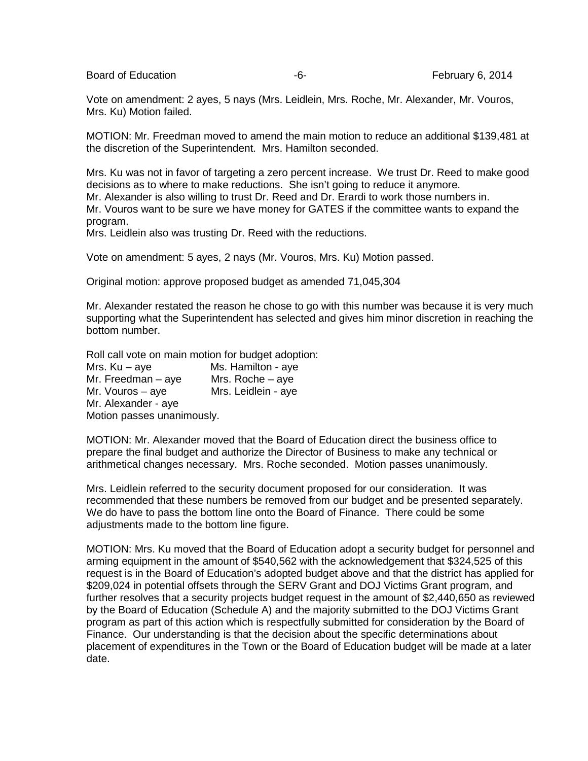Vote on amendment: 2 ayes, 5 nays (Mrs. Leidlein, Mrs. Roche, Mr. Alexander, Mr. Vouros, Mrs. Ku) Motion failed.

MOTION: Mr. Freedman moved to amend the main motion to reduce an additional $139,481 at the discretion of the Superintendent. Mrs. Hamilton seconded.

Mrs. Ku was not in favor of targeting a zero percent increase. We trust Dr. Reed to make good decisions as to where to make reductions. She isn't going to reduce it anymore.
Mr. Alexander is also willing to trust Dr. Reed and Dr. Erardi to work those numbers in.
Mr. Vouros want to be sure we have money for GATES if the committee wants to expand the program.
Mrs. Leidlein also was trusting Dr. Reed with the reductions.

Vote on amendment: 5 ayes, 2 nays (Mr. Vouros, Mrs. Ku) Motion passed.

Original motion: approve proposed budget as amended 71,045,304

Mr. Alexander restated the reason he chose to go with this number was because it is very much supporting what the Superintendent has selected and gives him minor discretion in reaching the bottom number.

Roll call vote on main motion for budget adoption:
Mrs. Ku – aye Ms. Hamilton - aye
Mr. Freedman – aye Mrs. Roche – aye
Mr. Vouros – aye Mrs. Leidlein - aye
Mr. Alexander - aye
Motion passes unanimously.

MOTION: Mr. Alexander moved that the Board of Education direct the business office to prepare the final budget and authorize the Director of Business to make any technical or arithmetical changes necessary. Mrs. Roche seconded. Motion passes unanimously.

Mrs. Leidlein referred to the security document proposed for our consideration. It was recommended that these numbers be removed from our budget and be presented separately. We do have to pass the bottom line onto the Board of Finance. There could be some adjustments made to the bottom line figure.

MOTION: Mrs. Ku moved that the Board of Education adopt a security budget for personnel and arming equipment in the amount of $540,562 with the acknowledgement that $324,525 of this request is in the Board of Education's adopted budget above and that the district has applied for $209,024 in potential offsets through the SERV Grant and DOJ Victims Grant program, and further resolves that a security projects budget request in the amount of $2,440,650 as reviewed by the Board of Education (Schedule A) and the majority submitted to the DOJ Victims Grant program as part of this action which is respectfully submitted for consideration by the Board of Finance. Our understanding is that the decision about the specific determinations about placement of expenditures in the Town or the Board of Education budget will be made at a later date.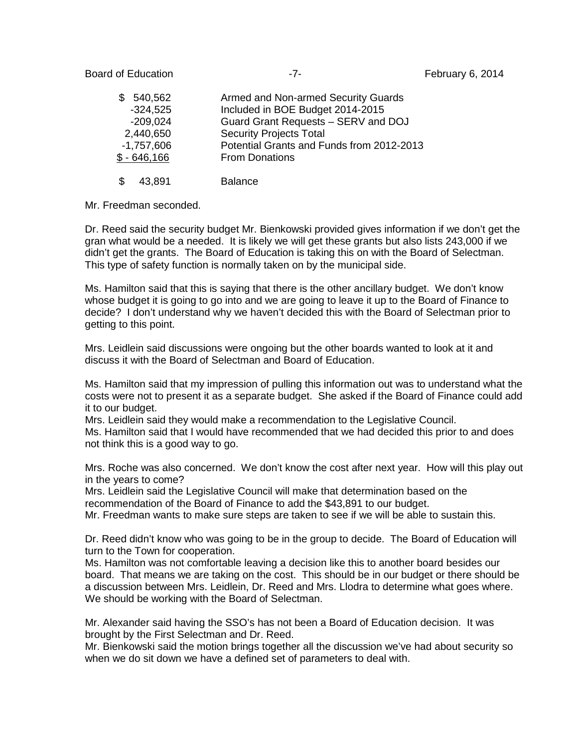| | |
|---|---|
| $ 540,562 | Armed and Non-armed Security Guards |
| -324,525 | Included in BOE Budget 2014-2015 |
| -209,024 | Guard Grant Requests – SERV and DOJ |
| 2,440,650 | Security Projects Total |
| -1,757,606 | Potential Grants and Funds from 2012-2013 |
| $ - 646,166 | From Donations |
| $ 43,891 | Balance |

Mr. Freedman seconded.

Dr. Reed said the security budget Mr. Bienkowski provided gives information if we don't get the gran what would be a needed. It is likely we will get these grants but also lists 243,000 if we didn't get the grants. The Board of Education is taking this on with the Board of Selectman. This type of safety function is normally taken on by the municipal side.

Ms. Hamilton said that this is saying that there is the other ancillary budget. We don't know whose budget it is going to go into and we are going to leave it up to the Board of Finance to decide? I don't understand why we haven't decided this with the Board of Selectman prior to getting to this point.

Mrs. Leidlein said discussions were ongoing but the other boards wanted to look at it and discuss it with the Board of Selectman and Board of Education.

Ms. Hamilton said that my impression of pulling this information out was to understand what the costs were not to present it as a separate budget. She asked if the Board of Finance could add it to our budget.
Mrs. Leidlein said they would make a recommendation to the Legislative Council.
Ms. Hamilton said that I would have recommended that we had decided this prior to and does not think this is a good way to go.

Mrs. Roche was also concerned. We don't know the cost after next year. How will this play out in the years to come?
Mrs. Leidlein said the Legislative Council will make that determination based on the recommendation of the Board of Finance to add the $43,891 to our budget.
Mr. Freedman wants to make sure steps are taken to see if we will be able to sustain this.

Dr. Reed didn't know who was going to be in the group to decide. The Board of Education will turn to the Town for cooperation.
Ms. Hamilton was not comfortable leaving a decision like this to another board besides our board. That means we are taking on the cost. This should be in our budget or there should be a discussion between Mrs. Leidlein, Dr. Reed and Mrs. Llodra to determine what goes where. We should be working with the Board of Selectman.

Mr. Alexander said having the SSO's has not been a Board of Education decision. It was brought by the First Selectman and Dr. Reed.
Mr. Bienkowski said the motion brings together all the discussion we've had about security so when we do sit down we have a defined set of parameters to deal with.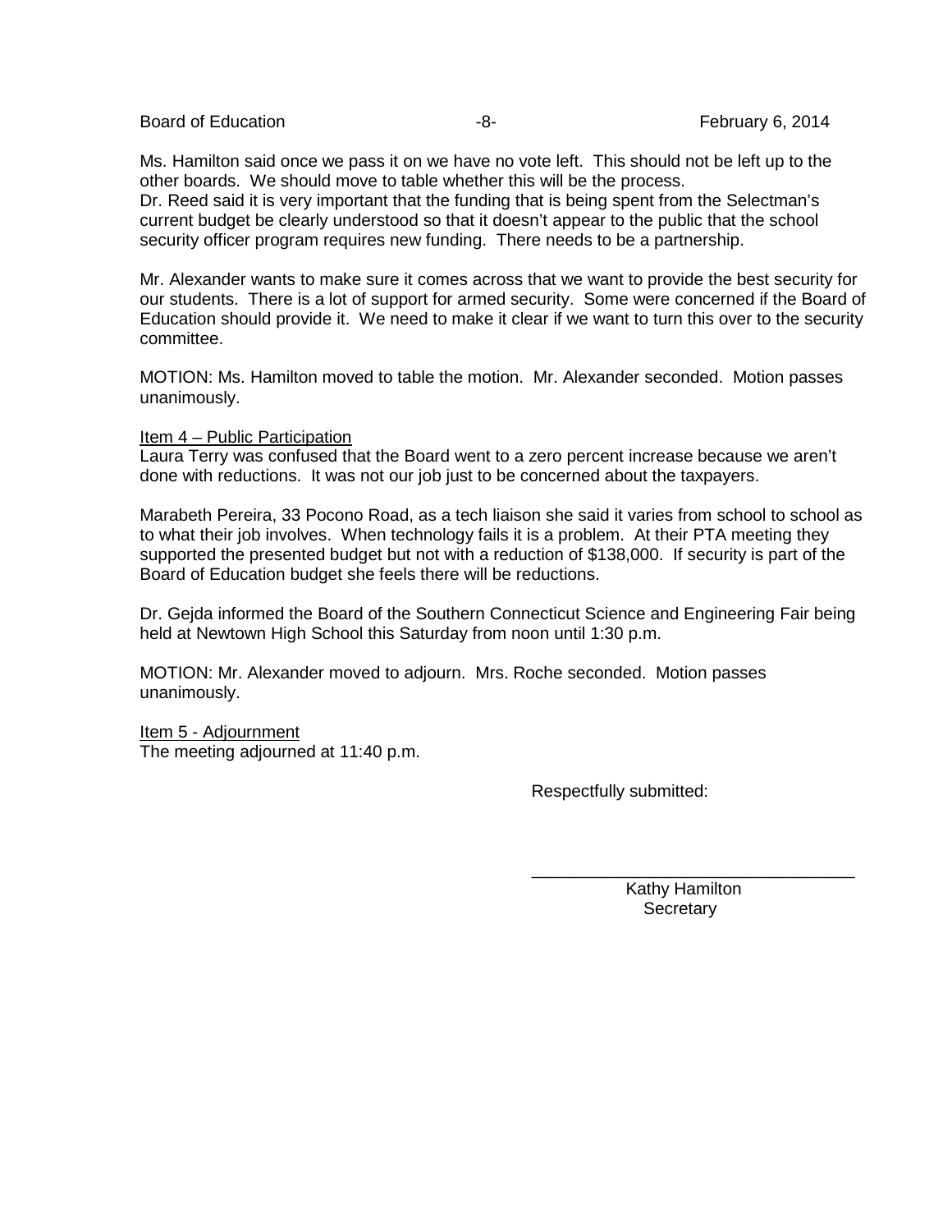Ms. Hamilton said once we pass it on we have no vote left. This should not be left up to the other boards. We should move to table whether this will be the process.
Dr. Reed said it is very important that the funding that is being spent from the Selectman's current budget be clearly understood so that it doesn't appear to the public that the school security officer program requires new funding. There needs to be a partnership.

Mr. Alexander wants to make sure it comes across that we want to provide the best security for our students. There is a lot of support for armed security. Some were concerned if the Board of Education should provide it. We need to make it clear if we want to turn this over to the security committee.

MOTION: Ms. Hamilton moved to table the motion. Mr. Alexander seconded. Motion passes unanimously.

Item 4 – Public Participation
Laura Terry was confused that the Board went to a zero percent increase because we aren't done with reductions. It was not our job just to be concerned about the taxpayers.

Marabeth Pereira, 33 Pocono Road, as a tech liaison she said it varies from school to school as to what their job involves. When technology fails it is a problem. At their PTA meeting they supported the presented budget but not with a reduction of $138,000. If security is part of the Board of Education budget she feels there will be reductions.

Dr. Gejda informed the Board of the Southern Connecticut Science and Engineering Fair being held at Newtown High School this Saturday from noon until 1:30 p.m.

MOTION: Mr. Alexander moved to adjourn. Mrs. Roche seconded. Motion passes unanimously.

Item 5 - Adjournment
The meeting adjourned at 11:40 p.m.

Respectfully submitted:

___________________________________
Kathy Hamilton
Secretary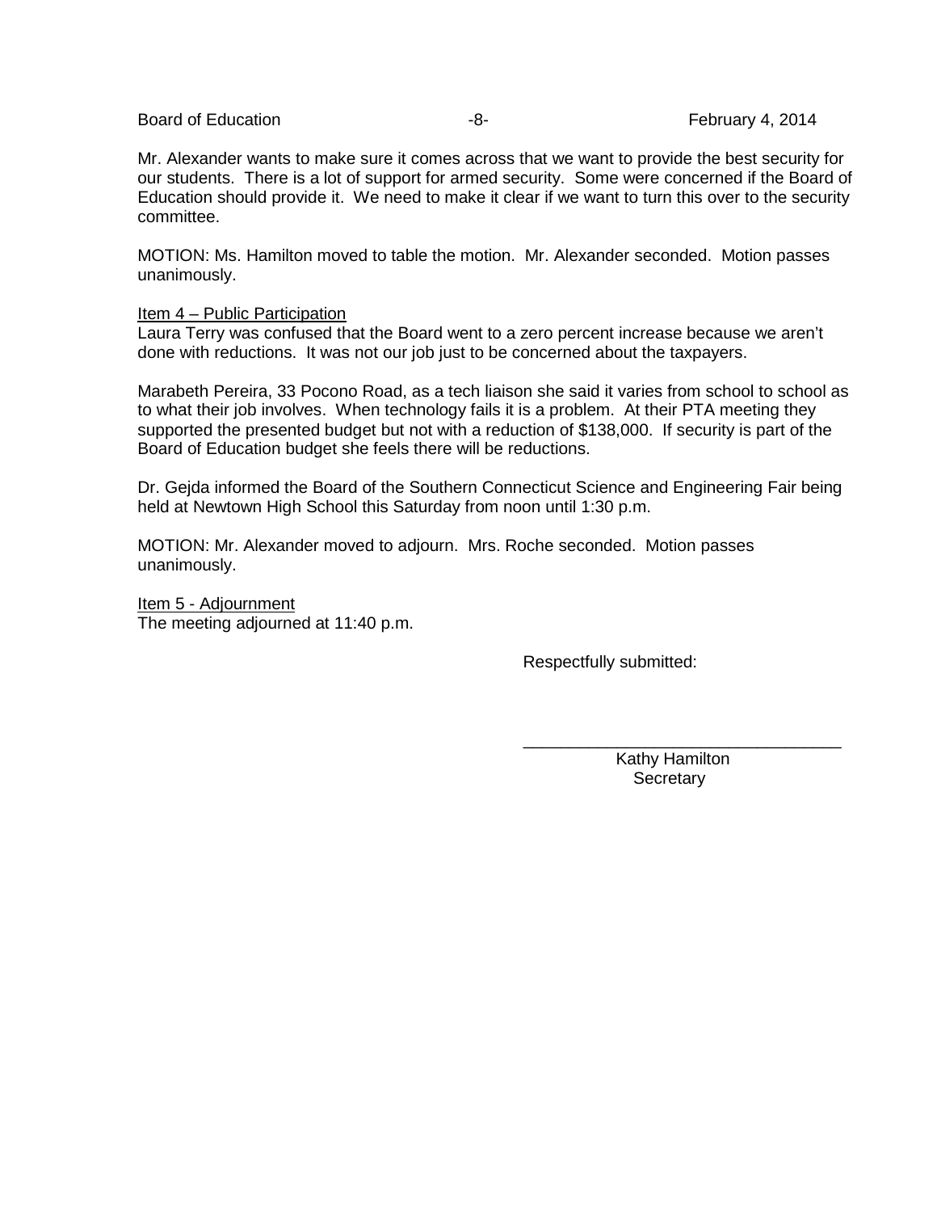Mr. Alexander wants to make sure it comes across that we want to provide the best security for our students. There is a lot of support for armed security. Some were concerned if the Board of Education should provide it. We need to make it clear if we want to turn this over to the security committee.

MOTION: Ms. Hamilton moved to table the motion. Mr. Alexander seconded. Motion passes unanimously.

<u>Item 4 – Public Participation</u>

Laura Terry was confused that the Board went to a zero percent increase because we aren't done with reductions. It was not our job just to be concerned about the taxpayers.

Marabeth Pereira, 33 Pocono Road, as a tech liaison she said it varies from school to school as to what their job involves. When technology fails it is a problem. At their PTA meeting they supported the presented budget but not with a reduction of $138,000. If security is part of the Board of Education budget she feels there will be reductions.

Dr. Gejda informed the Board of the Southern Connecticut Science and Engineering Fair being held at Newtown High School this Saturday from noon until 1:30 p.m.

MOTION: Mr. Alexander moved to adjourn. Mrs. Roche seconded. Motion passes unanimously.

<u>Item 5 - Adjournment</u>

The meeting adjourned at 11:40 p.m.

Respectfully submitted:

\_\_\_\_\_\_\_\_\_\_\_\_\_\_\_\_\_\_\_\_\_\_\_\_\_\_\_\_\_\_\_\_\_\_

Kathy Hamilton
Secretary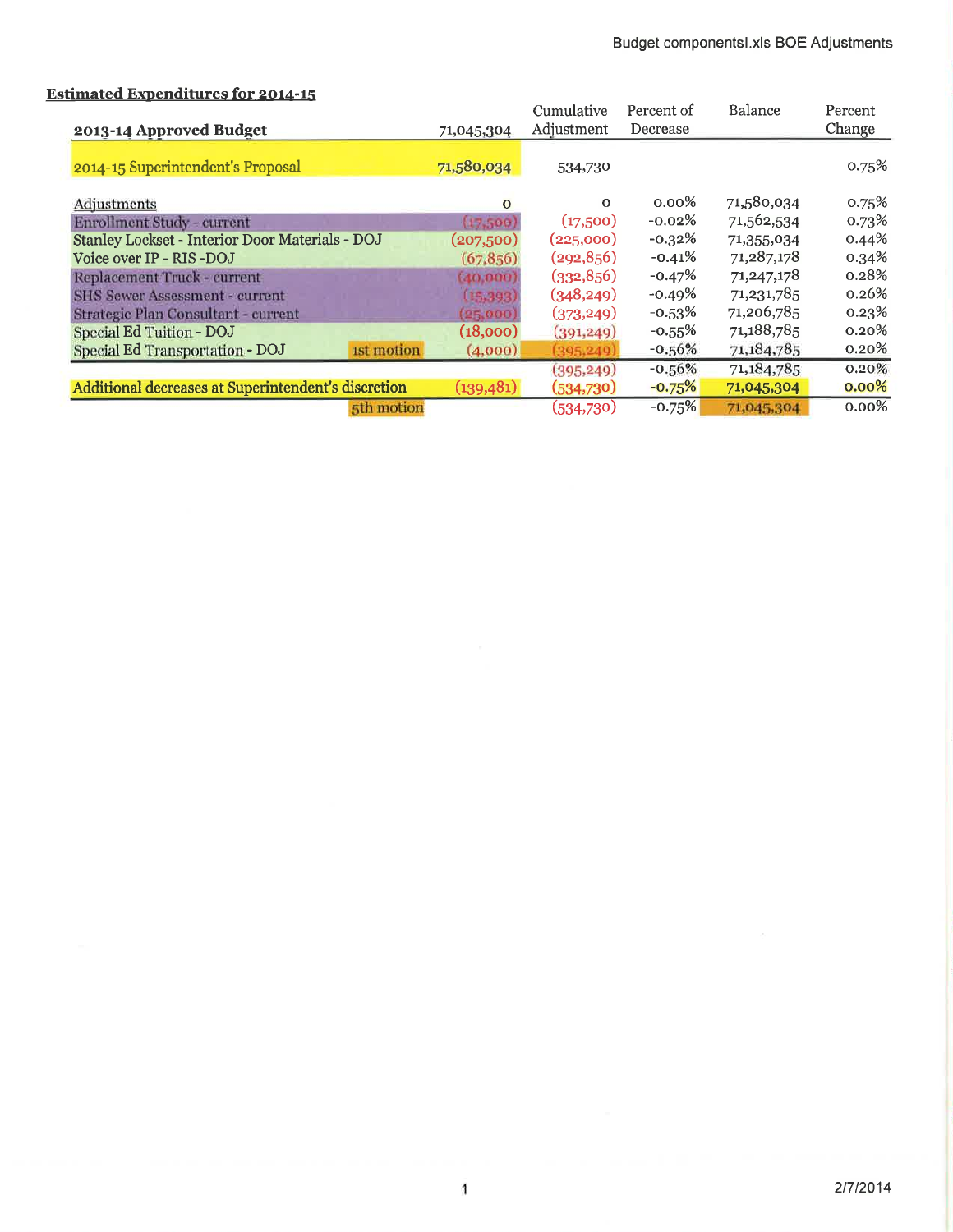## Estimated Expenditures for 2014-15

| 2013-14 Approved Budget | | 71,045,304 | Cumulative Adjustment | Percent of Decrease | Balance | Percent Change |
|---|---|---|---|---|---|---|
| 2014-15 Superintendent's Proposal | | 71,580,034 | 534,730 | | | 0.75% |
| Adjustments | | 0 | 0 | 0.00% | 71,580,034 | 0.75% |
| Enrollment Study - current | | (17,500) | (17,500) | -0.02% | 71,562,534 | 0.73% |
| Stanley Lockset - Interior Door Materials - DOJ | | (207,500) | (225,000) | -0.32% | 71,355,034 | 0.44% |
| Voice over IP - RIS -DOJ | | (67,856) | (292,856) | -0.41% | 71,287,178 | 0.34% |
| Replacement Truck - current | | (40,000) | (332,856) | -0.47% | 71,247,178 | 0.28% |
| SHS Sewer Assessment - current | | (15,393) | (348,249) | -0.49% | 71,231,785 | 0.26% |
| Strategic Plan Consultant - current | | (25,000) | (373,249) | -0.53% | 71,206,785 | 0.23% |
| Special Ed Tuition - DOJ | | (18,000) | (391,249) | -0.55% | 71,188,785 | 0.20% |
| Special Ed Transportation - DOJ | 1st motion | (4,000) | (395,249) | -0.56% | 71,184,785 | 0.20% |
| | | | (395,249) | -0.56% | 71,184,785 | 0.20% |
| Additional decreases at Superintendent's discretion | | (139,481) | (534,730) | -0.75% | 71,045,304 | 0.00% |
| | 5th motion | | (534,730) | -0.75% | 71,045,304 | 0.00% |

2/7/2014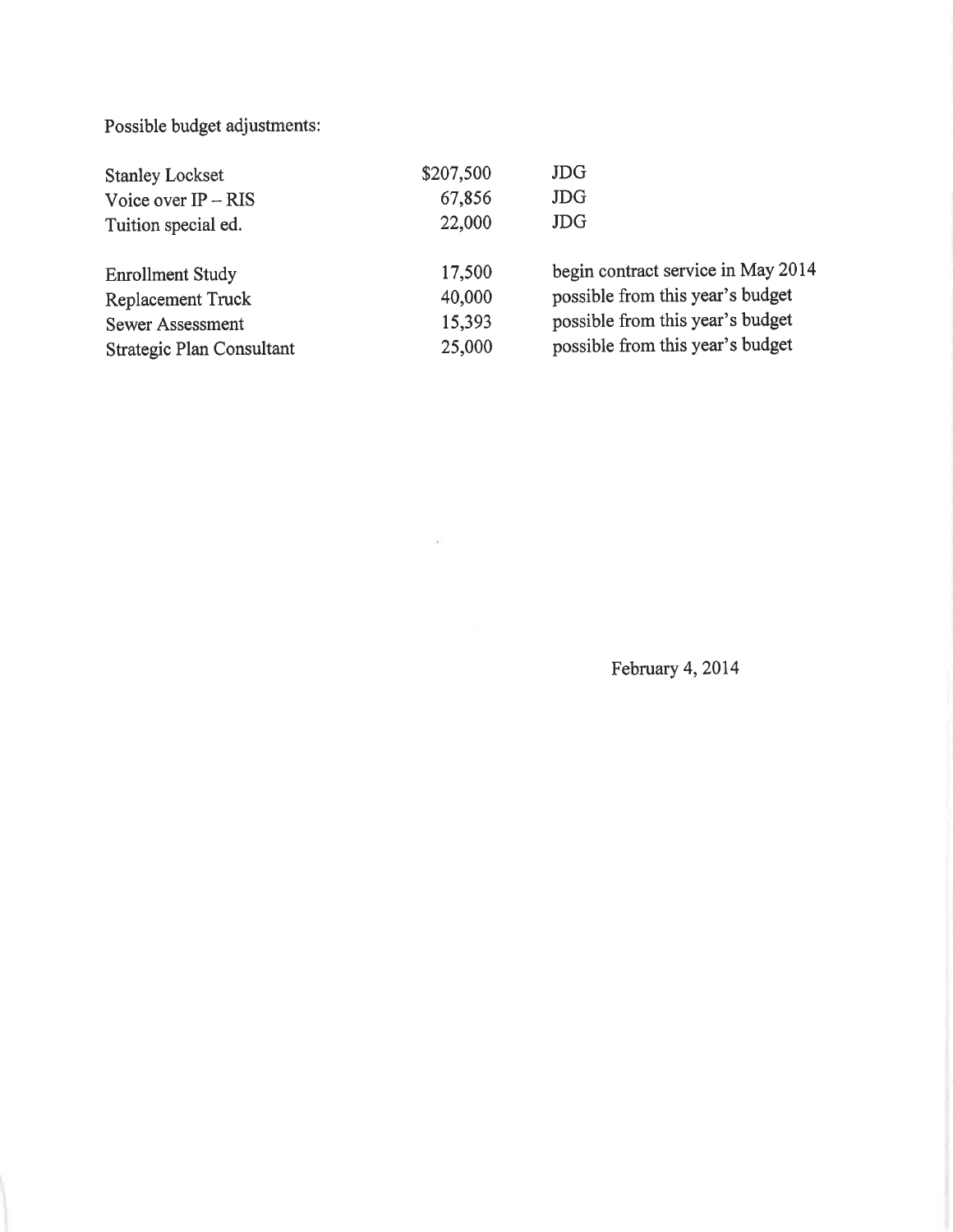Possible budget adjustments:

| | | |
|---|---|---|
| Stanley Lockset | $207,500 | JDG |
| Voice over IP – RIS | 67,856 | JDG |
| Tuition special ed. | 22,000 | JDG |
| Enrollment Study | 17,500 | begin contract service in May 2014 |
| Replacement Truck | 40,000 | possible from this year's budget |
| Sewer Assessment | 15,393 | possible from this year's budget |
| Strategic Plan Consultant | 25,000 | possible from this year's budget |

February 4, 2014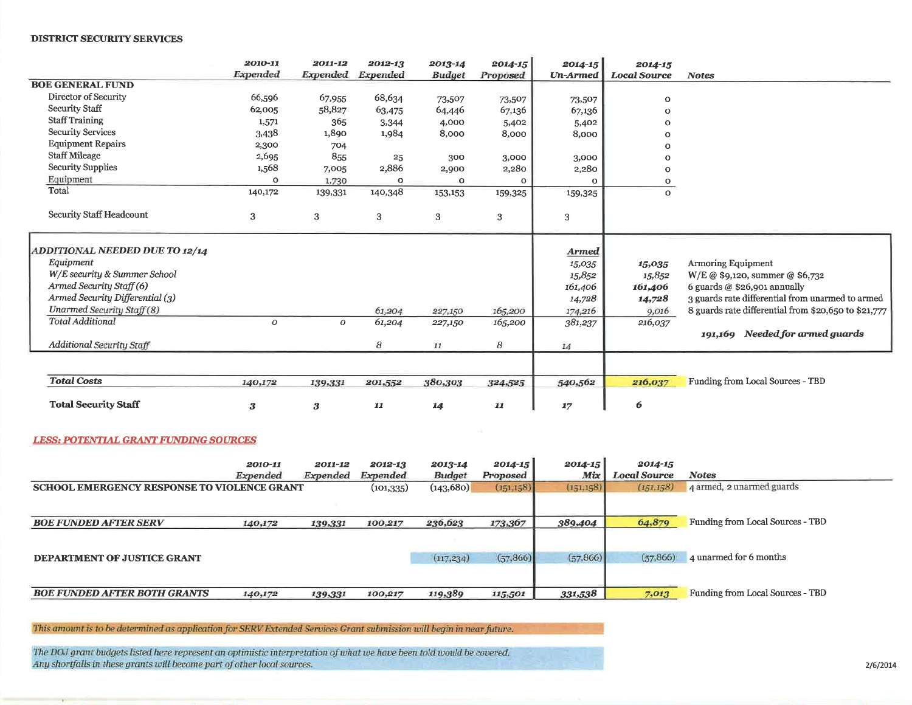**DISTRICT SECURITY SERVICES**

| | 2010-11 Expended | 2011-12 Expended | 2012-13 Expended | 2013-14 Budget | 2014-15 Proposed | 2014-15 Un-Armed | 2014-15 Local Source | Notes |
|---|---|---|---|---|---|---|---|---|
| **BOE GENERAL FUND** | | | | | | | | |
| Director of Security | 66,596 | 67,955 | 68,634 | 73,507 | 73,507 | 73,507 | 0 | |
| Security Staff | 62,005 | 58,827 | 63,475 | 64,446 | 67,136 | 67,136 | 0 | |
| Staff Training | 1,571 | 365 | 3,344 | 4,000 | 5,402 | 5,402 | 0 | |
| Security Services | 3,438 | 1,890 | 1,984 | 8,000 | 8,000 | 8,000 | 0 | |
| Equipment Repairs | 2,300 | 704 | | | | | 0 | |
| Staff Mileage | 2,695 | 855 | 25 | 300 | 3,000 | 3,000 | 0 | |
| Security Supplies | 1,568 | 7,005 | 2,886 | 2,900 | 2,280 | 2,280 | 0 | |
| Equipment | 0 | 1,730 | 0 | 0 | 0 | 0 | 0 | |
| Total | 140,172 | 139,331 | 140,348 | 153,153 | 159,325 | 159,325 | 0 | |
| Security Staff Headcount | 3 | 3 | 3 | 3 | 3 | 3 | | |
| *ADDITIONAL NEEDED DUE TO 12/14* | | | | | | ***Armed*** | | |
| *Equipment* | | | | | | *15,035* | ***15,035*** | Armoring Equipment |
| *W/E security & Summer School* | | | | | | *15,852* | ***15,852*** | W/E @ $9,120, summer @ $6,732 |
| *Armed Security Staff (6)* | | | | | | *161,406* | ***161,406*** | 6 guards @ $26,901 annually |
| *Armed Security Differential (3)* | | | | | | *14,728* | ***14,728*** | 3 guards rate differential from unarmed to armed |
| *Unarmed Security Staff (8)* | | | *61,204* | *227,150* | *165,200* | *174,216* | *9,016* | 8 guards rate differential from $20,650 to $21,777 |
| *Total Additional* | *0* | *0* | *61,204* | *227,150* | *165,200* | *381,237* | *216,037* | |
| | | | | | | | | ***191,169 Needed for armed guards*** |
| *Additional Security Staff* | | | *8* | *11* | *8* | *14* | | |
| ***Total Costs*** | *140,172* | *139,331* | *201,552* | *380,303* | *324,525* | *540,562* | ***216,037*** | Funding from Local Sources - TBD |
| **Total Security Staff** | ***3*** | ***3*** | ***11*** | ***14*** | ***11*** | ***17*** | ***6*** | |

***LESS: POTENTIAL GRANT FUNDING SOURCES***

| | 2010-11 Expended | 2011-12 Expended | 2012-13 Expended | 2013-14 Budget | 2014-15 Proposed | 2014-15 Mix | 2014-15 Local Source | Notes |
|---|---|---|---|---|---|---|---|---|
| **SCHOOL EMERGENCY RESPONSE TO VIOLENCE GRANT** | | | (101,335) | (143,680) | (151,158) | (151,158) | (151,158) | 4 armed, 2 unarmed guards |
| ***BOE FUNDED AFTER SERV*** | *140,172* | *139,331* | *100,217* | *236,623* | *173,367* | *389,404* | ***64,879*** | Funding from Local Sources - TBD |
| **DEPARTMENT OF JUSTICE GRANT** | | | | (117,234) | (57,866) | (57,866) | (57,866) | 4 unarmed for 6 months |
| ***BOE FUNDED AFTER BOTH GRANTS*** | *140,172* | *139,331* | *100,217* | *119,389* | *115,501* | *331,538* | ***7,013*** | Funding from Local Sources - TBD |

*This amount is to be determined as application for SERV Extended Services Grant submission will begin in near future.*

*The DOJ grant budgets listed here represent an optimistic interpretation of what we have been told would be covered. Any shortfalls in these grants will become part of other local sources.*

2/6/2014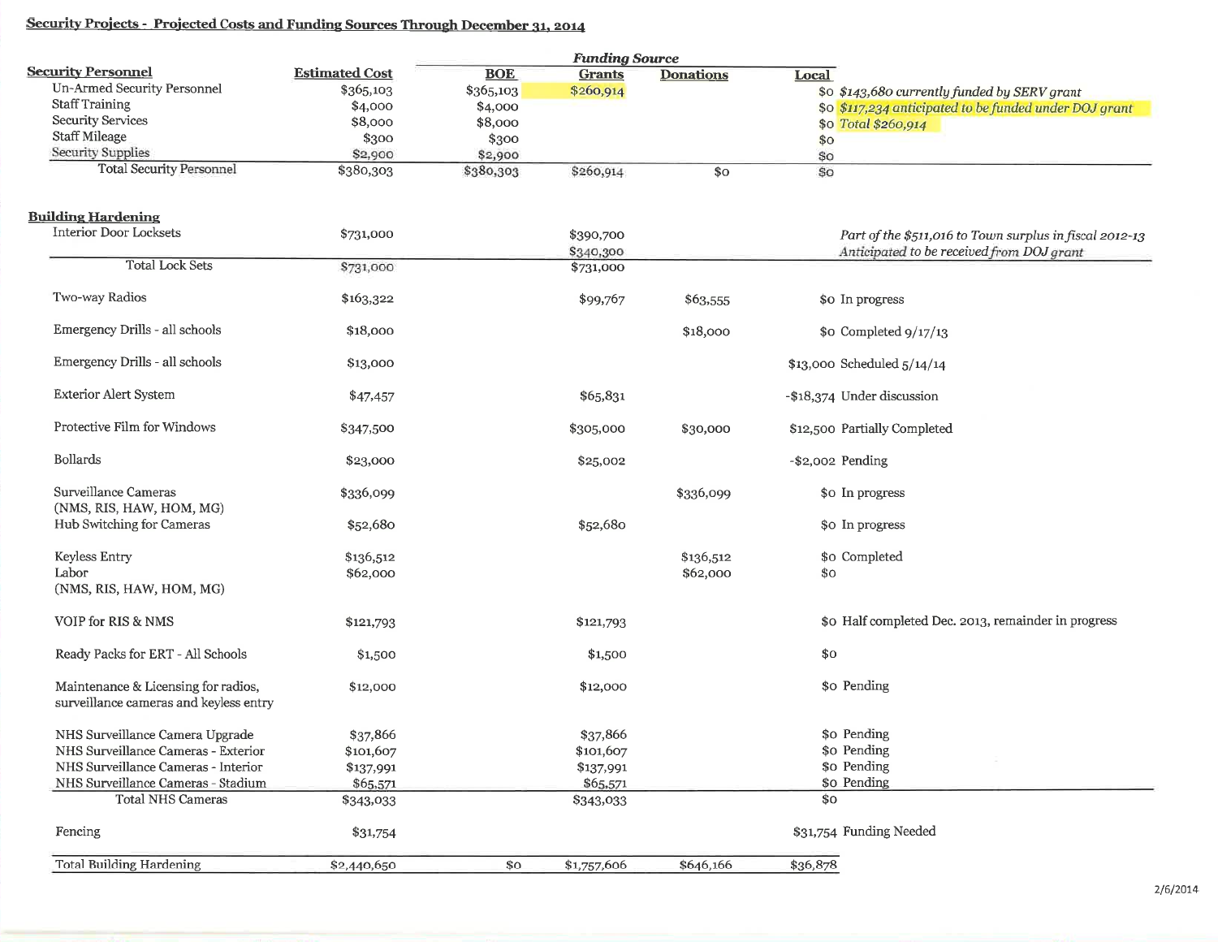## Security Projects - Projected Costs and Funding Sources Through December 31, 2014

| | Estimated Cost | Funding Source | | | | |
|---|---|---|---|---|---|---|
| | | BOE | Grants | Donations | Local | |
| **Security Personnel** | | | | | | |
| Un-Armed Security Personnel | $365,103 | $365,103 | $260,914 | | $0 | *$143,680 currently funded by SERV grant* |
| Staff Training | $4,000 | $4,000 | | | $0 | *$117,234 anticipated to be funded under DOJ grant* |
| Security Services | $8,000 | $8,000 | | | $0 | *Total $260,914* |
| Staff Mileage | $300 | $300 | | | $0 | |
| Security Supplies | $2,900 | $2,900 | | | $0 | |
| Total Security Personnel | $380,303 | $380,303 | $260,914 | $0 | $0 | |
| **Building Hardening** | | | | | | |
| Interior Door Locksets | $731,000 | | $390,700 | | | *Part of the $511,016 to Town surplus in fiscal 2012-13* |
| | | | $340,300 | | | *Anticipated to be received from DOJ grant* |
| Total Lock Sets | $731,000 | | $731,000 | | | |
| Two-way Radios | $163,322 | | $99,767 | $63,555 | $0 | In progress |
| Emergency Drills - all schools | $18,000 | | | $18,000 | $0 | Completed 9/17/13 |
| Emergency Drills - all schools | $13,000 | | | | $13,000 | Scheduled 5/14/14 |
| Exterior Alert System | $47,457 | | $65,831 | | -$18,374 | Under discussion |
| Protective Film for Windows | $347,500 | | $305,000 | $30,000 | $12,500 | Partially Completed |
| Bollards | $23,000 | | $25,002 | | -$2,002 | Pending |
| Surveillance Cameras (NMS, RIS, HAW, HOM, MG) | $336,099 | | | $336,099 | $0 | In progress |
| Hub Switching for Cameras | $52,680 | | $52,680 | | $0 | In progress |
| Keyless Entry | $136,512 | | | $136,512 | $0 | Completed |
| Labor (NMS, RIS, HAW, HOM, MG) | $62,000 | | | $62,000 | $0 | |
| VOIP for RIS & NMS | $121,793 | | $121,793 | | $0 | Half completed Dec. 2013, remainder in progress |
| Ready Packs for ERT - All Schools | $1,500 | | $1,500 | | $0 | |
| Maintenance & Licensing for radios, surveillance cameras and keyless entry | $12,000 | | $12,000 | | $0 | Pending |
| NHS Surveillance Camera Upgrade | $37,866 | | $37,866 | | $0 | Pending |
| NHS Surveillance Cameras - Exterior | $101,607 | | $101,607 | | $0 | Pending |
| NHS Surveillance Cameras - Interior | $137,991 | | $137,991 | | $0 | Pending |
| NHS Surveillance Cameras - Stadium | $65,571 | | $65,571 | | $0 | Pending |
| Total NHS Cameras | $343,033 | | $343,033 | | $0 | |
| Fencing | $31,754 | | | | $31,754 | Funding Needed |
| Total Building Hardening | $2,440,650 | $0 | $1,757,606 | $646,166 | $36,878 | |

2/6/2014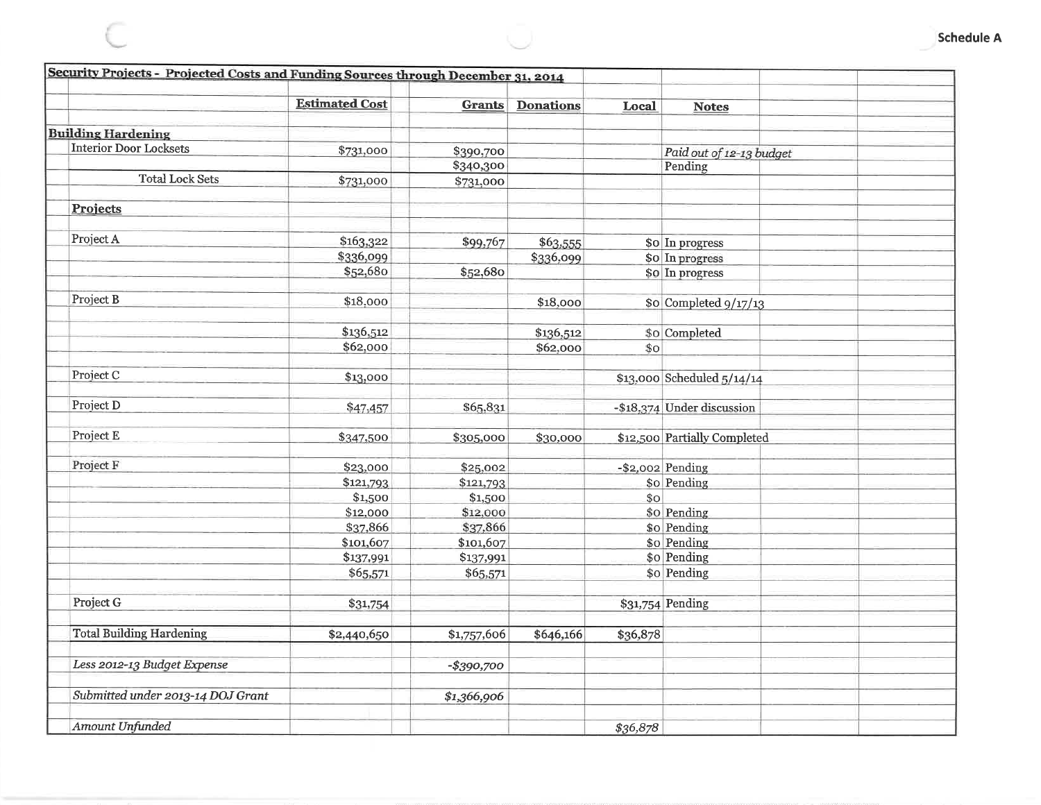Schedule A

| Security Projects - Projected Costs and Funding Sources through December 31, 2014 | Estimated Cost | Grants | Donations | Local | Notes |
|---|---|---|---|---|---|
| **Building Hardening** | | | | | |
| Interior Door Locksets | $731,000 | $390,700 | | | *Paid out of 12-13 budget* |
| | | $340,300 | | | Pending |
| Total Lock Sets | $731,000 | $731,000 | | | |
| **Projects** | | | | | |
| Project A | $163,322 | $99,767 | $63,555 | $0 | In progress |
| | $336,099 | | $336,099 | $0 | In progress |
| | $52,680 | $52,680 | | $0 | In progress |
| Project B | $18,000 | | $18,000 | $0 | Completed 9/17/13 |
| | $136,512 | | $136,512 | $0 | Completed |
| | $62,000 | | $62,000 | $0 | |
| Project C | $13,000 | | | $13,000 | Scheduled 5/14/14 |
| Project D | $47,457 | $65,831 | | -$18,374 | Under discussion |
| Project E | $347,500 | $305,000 | $30,000 | $12,500 | Partially Completed |
| Project F | $23,000 | $25,002 | | -$2,002 | Pending |
| | $121,793 | $121,793 | | $0 | Pending |
| | $1,500 | $1,500 | | $0 | |
| | $12,000 | $12,000 | | $0 | Pending |
| | $37,866 | $37,866 | | $0 | Pending |
| | $101,607 | $101,607 | | $0 | Pending |
| | $137,991 | $137,991 | | $0 | Pending |
| | $65,571 | $65,571 | | $0 | Pending |
| Project G | $31,754 | | | $31,754 | Pending |
| Total Building Hardening | $2,440,650 | $1,757,606 | $646,166 | $36,878 | |
| *Less 2012-13 Budget Expense* | | *-$390,700* | | | |
| *Submitted under 2013-14 DOJ Grant* | | *$1,366,906* | | | |
| *Amount Unfunded* | | | | *$36,878* | |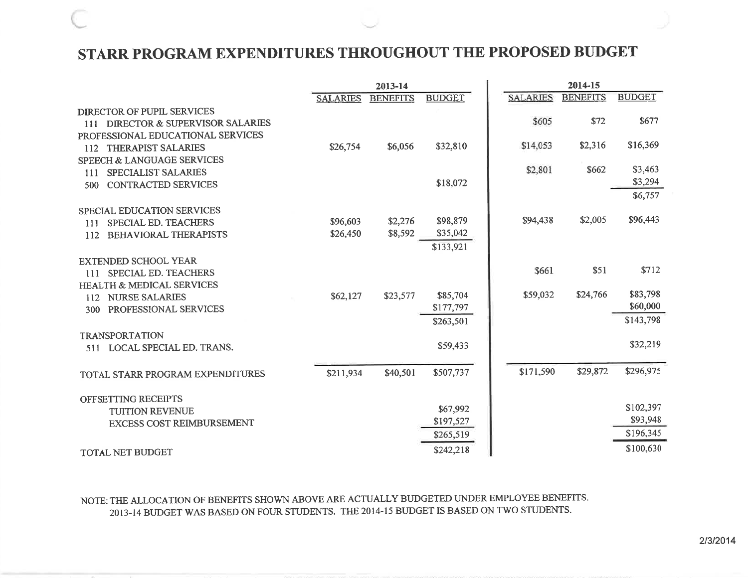# STARR PROGRAM EXPENDITURES THROUGHOUT THE PROPOSED BUDGET

| | 2013-14 | | | 2014-15 | | |
|---|---|---|---|---|---|---|
| | SALARIES | BENEFITS | BUDGET | SALARIES | BENEFITS | BUDGET |
| DIRECTOR OF PUPIL SERVICES | | | | | | |
| 111 DIRECTOR & SUPERVISOR SALARIES | | | | $605 | $72 | $677 |
| PROFESSIONAL EDUCATIONAL SERVICES | | | | | | |
| 112 THERAPIST SALARIES | $26,754 | $6,056 | $32,810 | $14,053 | $2,316 | $16,369 |
| SPEECH & LANGUAGE SERVICES | | | | | | |
| 111 SPECIALIST SALARIES | | | | $2,801 | $662 | $3,463 |
| 500 CONTRACTED SERVICES | | | $18,072 | | | $3,294 |
| | | | | | | $6,757 |
| SPECIAL EDUCATION SERVICES | | | | | | |
| 111 SPECIAL ED. TEACHERS | $96,603 | $2,276 | $98,879 | $94,438 | $2,005 | $96,443 |
| 112 BEHAVIORAL THERAPISTS | $26,450 | $8,592 | $35,042 | | | |
| | | | $133,921 | | | |
| EXTENDED SCHOOL YEAR | | | | | | |
| 111 SPECIAL ED. TEACHERS | | | | $661 | $51 | $712 |
| HEALTH & MEDICAL SERVICES | | | | | | |
| 112 NURSE SALARIES | $62,127 | $23,577 | $85,704 | $59,032 | $24,766 | $83,798 |
| 300 PROFESSIONAL SERVICES | | | $177,797 | | | $60,000 |
| | | | $263,501 | | | $143,798 |
| TRANSPORTATION | | | | | | |
| 511 LOCAL SPECIAL ED. TRANS. | | | $59,433 | | | $32,219 |
| TOTAL STARR PROGRAM EXPENDITURES | $211,934 | $40,501 | $507,737 | $171,590 | $29,872 | $296,975 |
| OFFSETTING RECEIPTS | | | | | | |
| TUITION REVENUE | | | $67,992 | | | $102,397 |
| EXCESS COST REIMBURSEMENT | | | $197,527 | | | $93,948 |
| | | | $265,519 | | | $196,345 |
| TOTAL NET BUDGET | | | $242,218 | | | $100,630 |

NOTE: THE ALLOCATION OF BENEFITS SHOWN ABOVE ARE ACTUALLY BUDGETED UNDER EMPLOYEE BENEFITS.
2013-14 BUDGET WAS BASED ON FOUR STUDENTS. THE 2014-15 BUDGET IS BASED ON TWO STUDENTS.

2/3/2014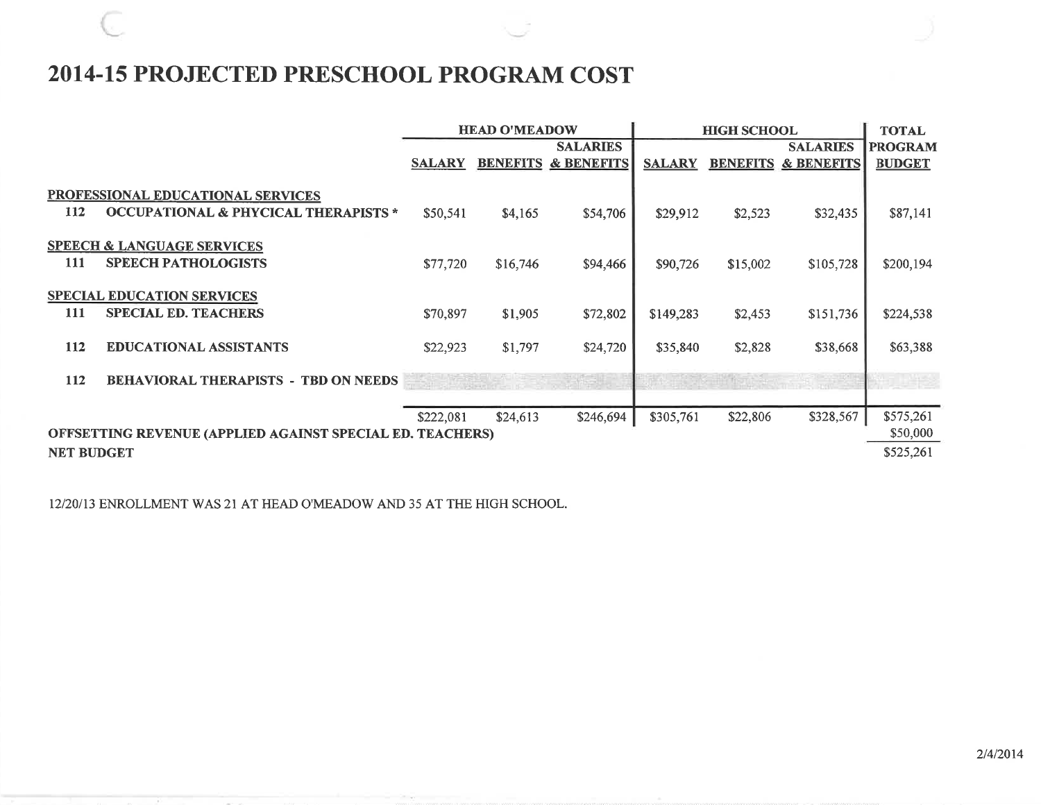# 2014-15 PROJECTED PRESCHOOL PROGRAM COST

| | | HEAD O'MEADOW | | | HIGH SCHOOL | | | TOTAL |
|---|---|---|---|---|---|---|---|---|
| | | SALARY | BENEFITS | SALARIES & BENEFITS | SALARY | BENEFITS | SALARIES & BENEFITS | PROGRAM BUDGET |
| **PROFESSIONAL EDUCATIONAL SERVICES** | | | | | | | | |
| 112 | OCCUPATIONAL & PHYCICAL THERAPISTS * | $50,541 | $4,165 | $54,706 | $29,912 | $2,523 | $32,435 | $87,141 |
| **SPEECH & LANGUAGE SERVICES** | | | | | | | | |
| 111 | SPEECH PATHOLOGISTS | $77,720 | $16,746 | $94,466 | $90,726 | $15,002 | $105,728 | $200,194 |
| **SPECIAL EDUCATION SERVICES** | | | | | | | | |
| 111 | SPECIAL ED. TEACHERS | $70,897 | $1,905 | $72,802 | $149,283 | $2,453 | $151,736 | $224,538 |
| 112 | EDUCATIONAL ASSISTANTS | $22,923 | $1,797 | $24,720 | $35,840 | $2,828 | $38,668 | $63,388 |
| 112 | BEHAVIORAL THERAPISTS - TBD ON NEEDS | | | | | | | |
| | | $222,081 | $24,613 | $246,694 | $305,761 | $22,806 | $328,567 | $575,261 |
| **OFFSETTING REVENUE (APPLIED AGAINST SPECIAL ED. TEACHERS)** | | | | | | | | $50,000 |
| **NET BUDGET** | | | | | | | | $525,261 |

12/20/13 ENROLLMENT WAS 21 AT HEAD O'MEADOW AND 35 AT THE HIGH SCHOOL.

2/4/2014